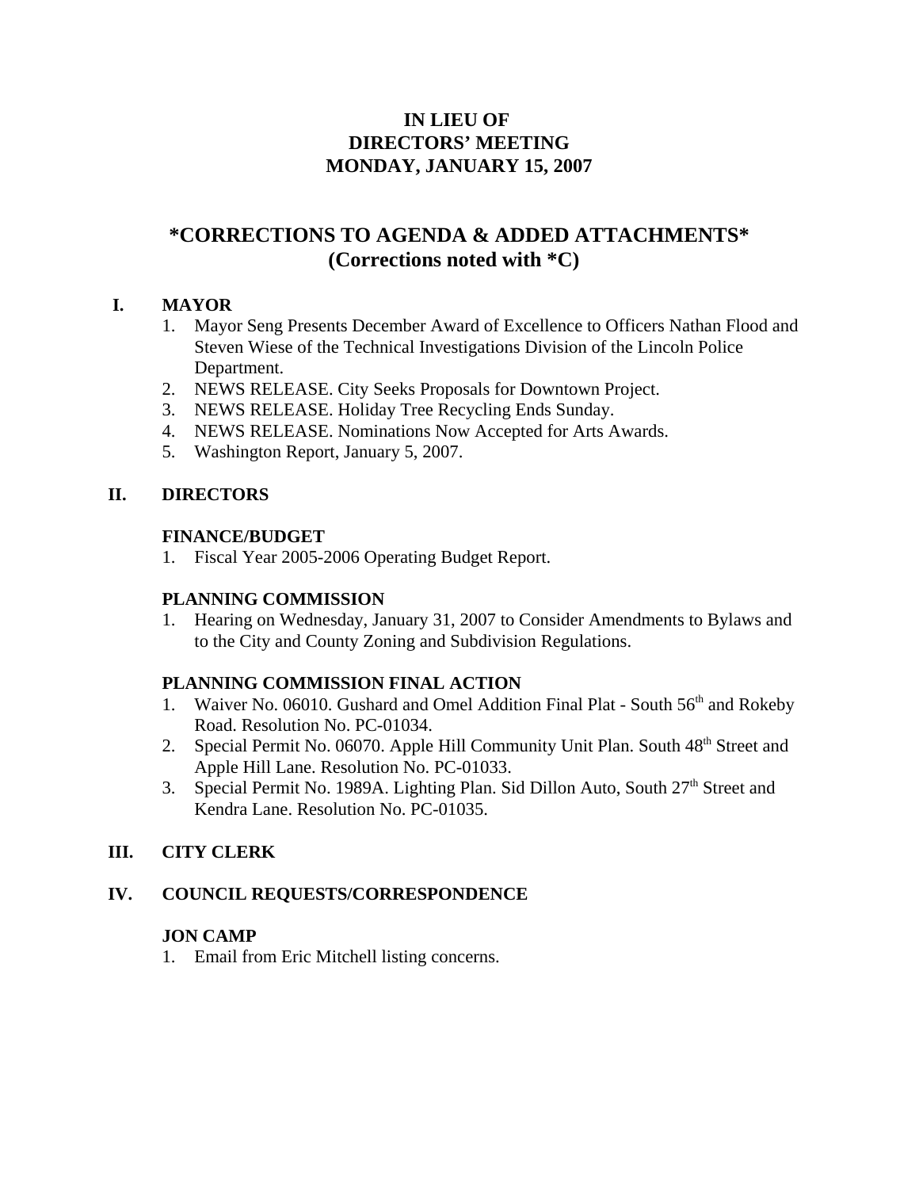# IN LIEU OF
# DIRECTORS' MEETING
# MONDAY, JANUARY 15, 2007

## *CORRECTIONS TO AGENDA & ADDED ATTACHMENTS*
## (Corrections noted with *C)

## I. MAYOR

1. Mayor Seng Presents December Award of Excellence to Officers Nathan Flood and Steven Wiese of the Technical Investigations Division of the Lincoln Police Department.
2. NEWS RELEASE. City Seeks Proposals for Downtown Project.
3. NEWS RELEASE. Holiday Tree Recycling Ends Sunday.
4. NEWS RELEASE. Nominations Now Accepted for Arts Awards.
5. Washington Report, January 5, 2007.

## II. DIRECTORS

### FINANCE/BUDGET

1. Fiscal Year 2005-2006 Operating Budget Report.

### PLANNING COMMISSION

1. Hearing on Wednesday, January 31, 2007 to Consider Amendments to Bylaws and to the City and County Zoning and Subdivision Regulations.

### PLANNING COMMISSION FINAL ACTION

1. Waiver No. 06010. Gushard and Omel Addition Final Plat - South 56th and Rokeby Road. Resolution No. PC-01034.
2. Special Permit No. 06070. Apple Hill Community Unit Plan. South 48th Street and Apple Hill Lane. Resolution No. PC-01033.
3. Special Permit No. 1989A. Lighting Plan. Sid Dillon Auto, South 27th Street and Kendra Lane. Resolution No. PC-01035.

## III. CITY CLERK

## IV. COUNCIL REQUESTS/CORRESPONDENCE

### JON CAMP

1. Email from Eric Mitchell listing concerns.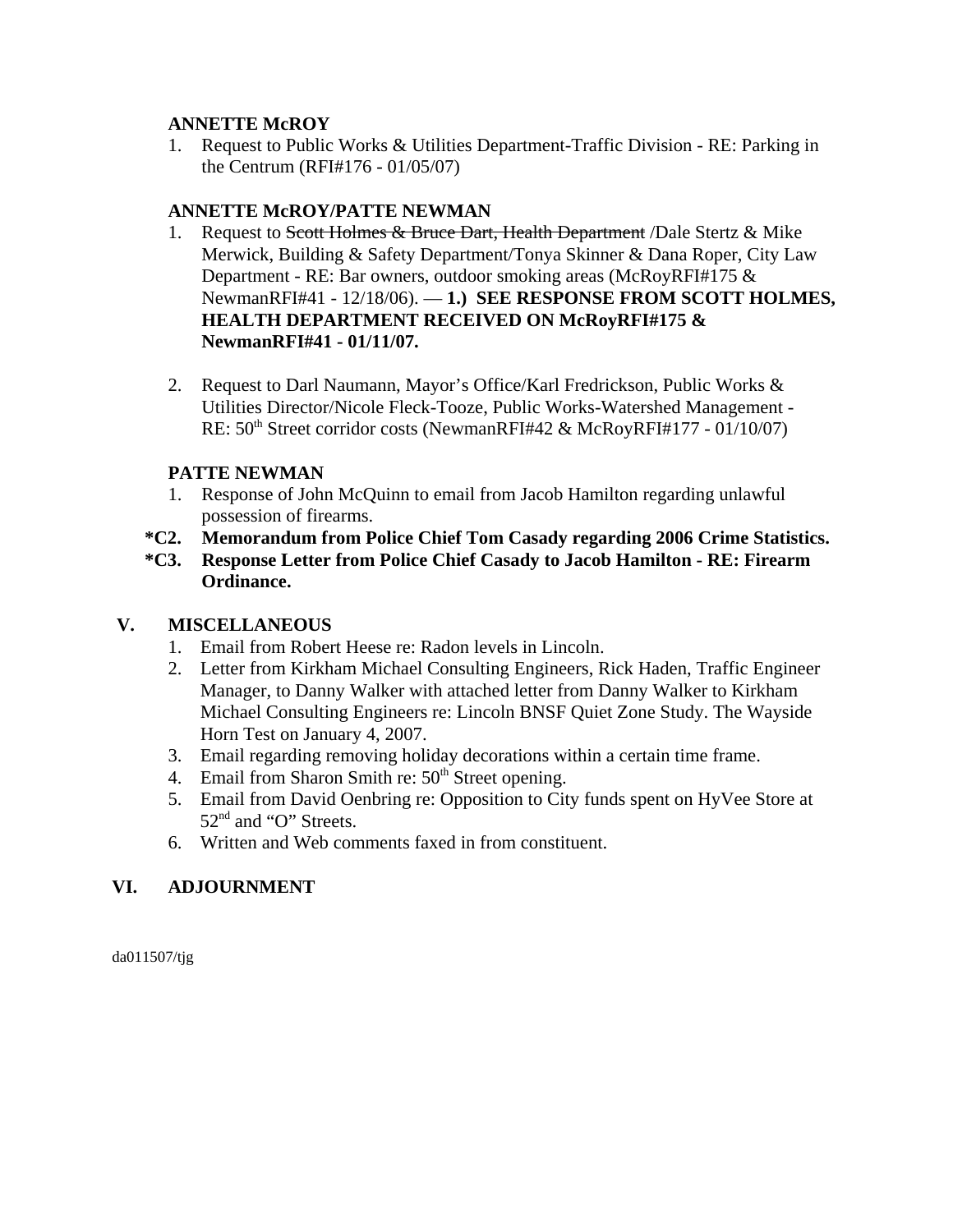**ANNETTE McROY**

1. Request to Public Works & Utilities Department-Traffic Division - RE: Parking in the Centrum (RFI#176 - 01/05/07)

**ANNETTE McROY/PATTE NEWMAN**

1. Request to ~~Scott Holmes & Bruce Dart, Health Department~~ /Dale Stertz & Mike Merwick, Building & Safety Department/Tonya Skinner & Dana Roper, City Law Department - RE: Bar owners, outdoor smoking areas (McRoyRFI#175 & NewmanRFI#41 - 12/18/06). — **1.) SEE RESPONSE FROM SCOTT HOLMES, HEALTH DEPARTMENT RECEIVED ON McRoyRFI#175 & NewmanRFI#41 - 01/11/07.**

2. Request to Darl Naumann, Mayor's Office/Karl Fredrickson, Public Works & Utilities Director/Nicole Fleck-Tooze, Public Works-Watershed Management - RE: 50th Street corridor costs (NewmanRFI#42 & McRoyRFI#177 - 01/10/07)

**PATTE NEWMAN**

1. Response of John McQuinn to email from Jacob Hamilton regarding unlawful possession of firearms.

**\*C2. Memorandum from Police Chief Tom Casady regarding 2006 Crime Statistics.**

**\*C3. Response Letter from Police Chief Casady to Jacob Hamilton - RE: Firearm Ordinance.**

## V. MISCELLANEOUS

1. Email from Robert Heese re: Radon levels in Lincoln.
2. Letter from Kirkham Michael Consulting Engineers, Rick Haden, Traffic Engineer Manager, to Danny Walker with attached letter from Danny Walker to Kirkham Michael Consulting Engineers re: Lincoln BNSF Quiet Zone Study. The Wayside Horn Test on January 4, 2007.
3. Email regarding removing holiday decorations within a certain time frame.
4. Email from Sharon Smith re: 50th Street opening.
5. Email from David Oenbring re: Opposition to City funds spent on HyVee Store at 52nd and "O" Streets.
6. Written and Web comments faxed in from constituent.

## VI. ADJOURNMENT

da011507/tjg